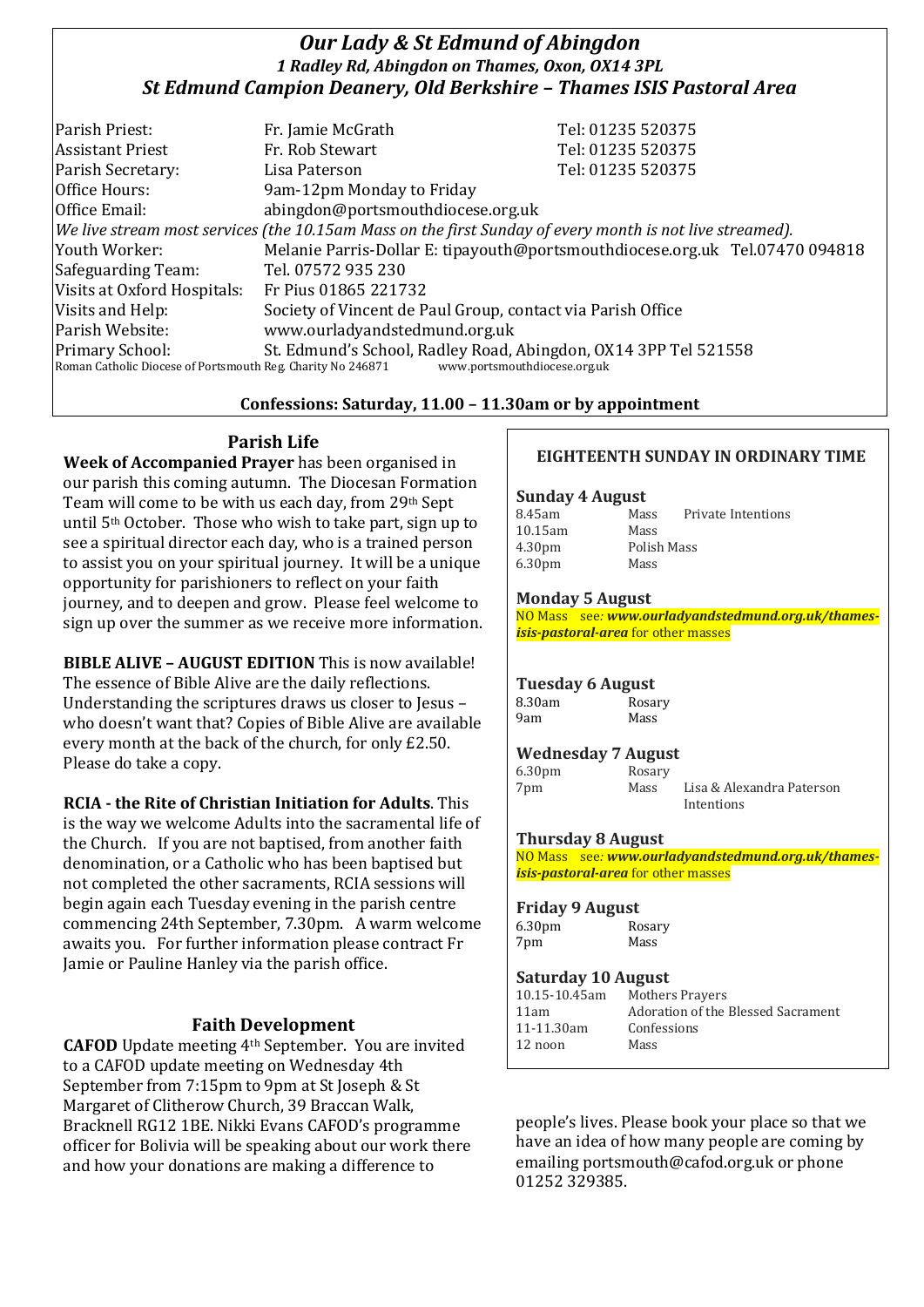# *Our Lady & St Edmund of Abingdon*

***1 Radley Rd, Abingdon on Thames, Oxon, OX14 3PL***

***St Edmund Campion Deanery, Old Berkshire – Thames ISIS Pastoral Area***

| | | |
|---|---|---|
| Parish Priest: | Fr. Jamie McGrath | Tel: 01235 520375 |
| Assistant Priest | Fr. Rob Stewart | Tel: 01235 520375 |
| Parish Secretary: | Lisa Paterson | Tel: 01235 520375 |
| Office Hours: | 9am-12pm Monday to Friday | |
| Office Email: | abingdon@portsmouthdiocese.org.uk | |

*We live stream most services (the 10.15am Mass on the first Sunday of every month is not live streamed).*

| | |
|---|---|
| Youth Worker: | Melanie Parris-Dollar E: tipayouth@portsmouthdiocese.org.uk Tel.07470 094818 |
| Safeguarding Team: | Tel. 07572 935 230 |
| Visits at Oxford Hospitals: | Fr Pius 01865 221732 |
| Visits and Help: | Society of Vincent de Paul Group, contact via Parish Office |
| Parish Website: | www.ourladyandstedmund.org.uk |
| Primary School: | St. Edmund's School, Radley Road, Abingdon, OX14 3PP Tel 521558 |

Roman Catholic Diocese of Portsmouth Reg. Charity No 246871 www.portsmouthdiocese.org.uk

**Confessions: Saturday, 11.00 – 11.30am or by appointment**

## Parish Life

**Week of Accompanied Prayer** has been organised in our parish this coming autumn. The Diocesan Formation Team will come to be with us each day, from 29th Sept until 5th October. Those who wish to take part, sign up to see a spiritual director each day, who is a trained person to assist you on your spiritual journey. It will be a unique opportunity for parishioners to reflect on your faith journey, and to deepen and grow. Please feel welcome to sign up over the summer as we receive more information.

**BIBLE ALIVE – AUGUST EDITION** This is now available! The essence of Bible Alive are the daily reflections. Understanding the scriptures draws us closer to Jesus – who doesn't want that? Copies of Bible Alive are available every month at the back of the church, for only £2.50. Please do take a copy.

**RCIA - the Rite of Christian Initiation for Adults**. This is the way we welcome Adults into the sacramental life of the Church. If you are not baptised, from another faith denomination, or a Catholic who has been baptised but not completed the other sacraments, RCIA sessions will begin again each Tuesday evening in the parish centre commencing 24th September, 7.30pm. A warm welcome awaits you. For further information please contract Fr Jamie or Pauline Hanley via the parish office.

## Faith Development

**CAFOD** Update meeting 4th September. You are invited to a CAFOD update meeting on Wednesday 4th September from 7:15pm to 9pm at St Joseph & St Margaret of Clitherow Church, 39 Braccan Walk, Bracknell RG12 1BE. Nikki Evans CAFOD's programme officer for Bolivia will be speaking about our work there and how your donations are making a difference to people's lives. Please book your place so that we have an idea of how many people are coming by emailing portsmouth@cafod.org.uk or phone 01252 329385.

## EIGHTEENTH SUNDAY IN ORDINARY TIME

**Sunday 4 August**

| | | |
|---|---|---|
| 8.45am | Mass | Private Intentions |
| 10.15am | Mass | |
| 4.30pm | Polish Mass | |
| 6.30pm | Mass | |

**Monday 5 August**

NO Mass see: ***www.ourladyandstedmund.org.uk/thames-isis-pastoral-area*** for other masses

**Tuesday 6 August**

| | |
|---|---|
| 8.30am | Rosary |
| 9am | Mass |

**Wednesday 7 August**

| | | |
|---|---|---|
| 6.30pm | Rosary | |
| 7pm | Mass | Lisa & Alexandra Paterson Intentions |

**Thursday 8 August**

NO Mass see: ***www.ourladyandstedmund.org.uk/thames-isis-pastoral-area*** for other masses

**Friday 9 August**

| | |
|---|---|
| 6.30pm | Rosary |
| 7pm | Mass |

**Saturday 10 August**

| | |
|---|---|
| 10.15-10.45am | Mothers Prayers |
| 11am | Adoration of the Blessed Sacrament |
| 11-11.30am | Confessions |
| 12 noon | Mass |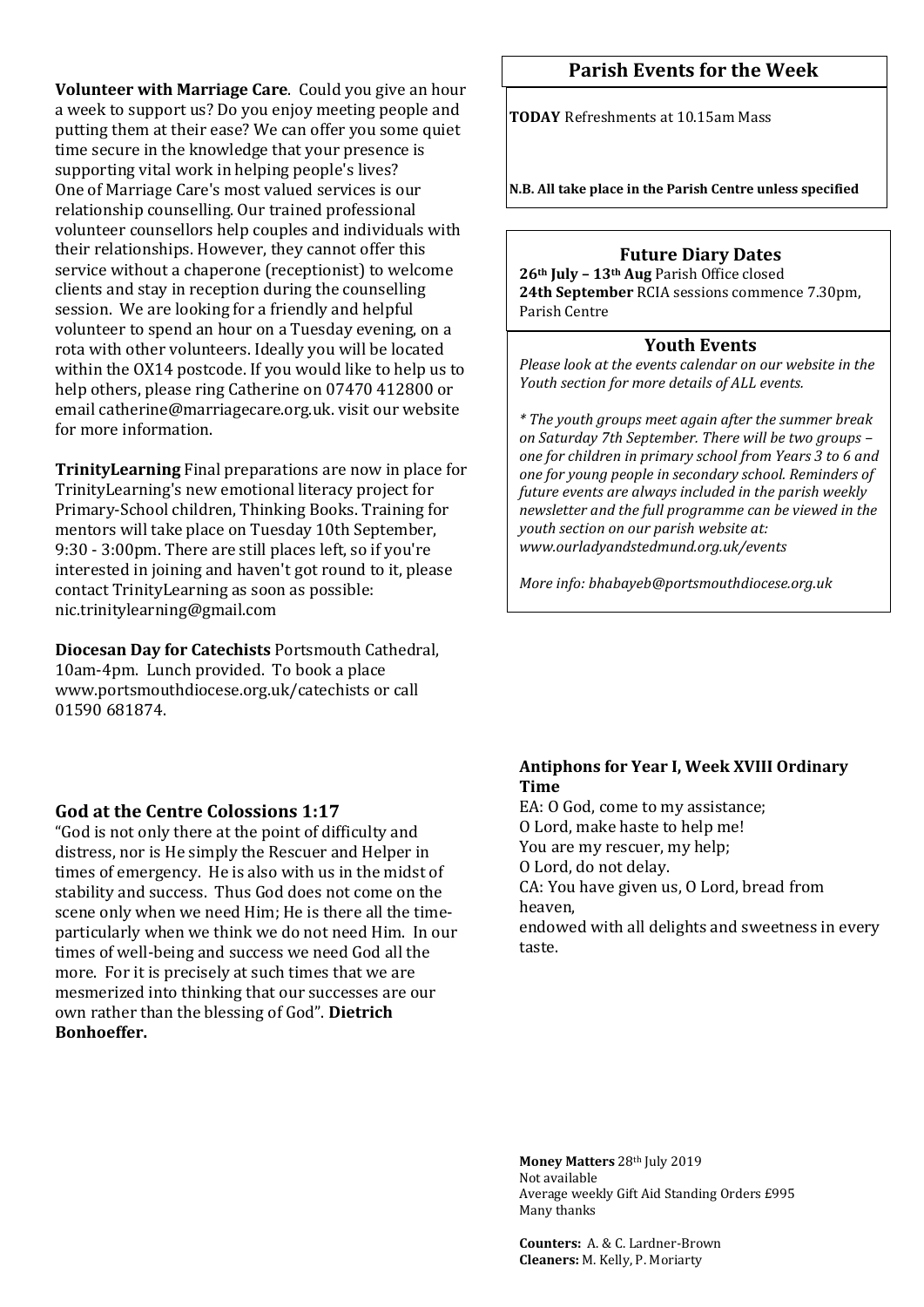**Volunteer with Marriage Care**. Could you give an hour a week to support us? Do you enjoy meeting people and putting them at their ease? We can offer you some quiet time secure in the knowledge that your presence is supporting vital work in helping people's lives?
One of Marriage Care's most valued services is our relationship counselling. Our trained professional volunteer counsellors help couples and individuals with their relationships. However, they cannot offer this service without a chaperone (receptionist) to welcome clients and stay in reception during the counselling session. We are looking for a friendly and helpful volunteer to spend an hour on a Tuesday evening, on a rota with other volunteers. Ideally you will be located within the OX14 postcode. If you would like to help us to help others, please ring Catherine on 07470 412800 or email catherine@marriagecare.org.uk. visit our website for more information.

**TrinityLearning** Final preparations are now in place for TrinityLearning's new emotional literacy project for Primary-School children, Thinking Books. Training for mentors will take place on Tuesday 10th September, 9:30 - 3:00pm. There are still places left, so if you're interested in joining and haven't got round to it, please contact TrinityLearning as soon as possible: nic.trinitylearning@gmail.com

**Diocesan Day for Catechists** Portsmouth Cathedral, 10am-4pm. Lunch provided. To book a place www.portsmouthdiocese.org.uk/catechists or call 01590 681874.

## God at the Centre Colossians 1:17

"God is not only there at the point of difficulty and distress, nor is He simply the Rescuer and Helper in times of emergency. He is also with us in the midst of stability and success. Thus God does not come on the scene only when we need Him; He is there all the time- particularly when we think we do not need Him. In our times of well-being and success we need God all the more. For it is precisely at such times that we are mesmerized into thinking that our successes are our own rather than the blessing of God". **Dietrich Bonhoeffer.**

## Parish Events for the Week

**TODAY** Refreshments at 10.15am Mass

**N.B. All take place in the Parish Centre unless specified**

## Future Diary Dates

**26th July – 13th Aug** Parish Office closed
**24th September** RCIA sessions commence 7.30pm, Parish Centre

## Youth Events

*Please look at the events calendar on our website in the Youth section for more details of ALL events.*

** The youth groups meet again after the summer break on Saturday 7th September. There will be two groups – one for children in primary school from Years 3 to 6 and one for young people in secondary school. Reminders of future events are always included in the parish weekly newsletter and the full programme can be viewed in the youth section on our parish website at: www.ourladyandstedmund.org.uk/events*

*More info: bhabayeb@portsmouthdiocese.org.uk*

### Antiphons for Year I, Week XVIII Ordinary Time

EA: O God, come to my assistance;
O Lord, make haste to help me!
You are my rescuer, my help;
O Lord, do not delay.
CA: You have given us, O Lord, bread from heaven,
endowed with all delights and sweetness in every taste.

**Money Matters** 28th July 2019
Not available
Average weekly Gift Aid Standing Orders £995
Many thanks

**Counters:** A. & C. Lardner-Brown
**Cleaners:** M. Kelly, P. Moriarty